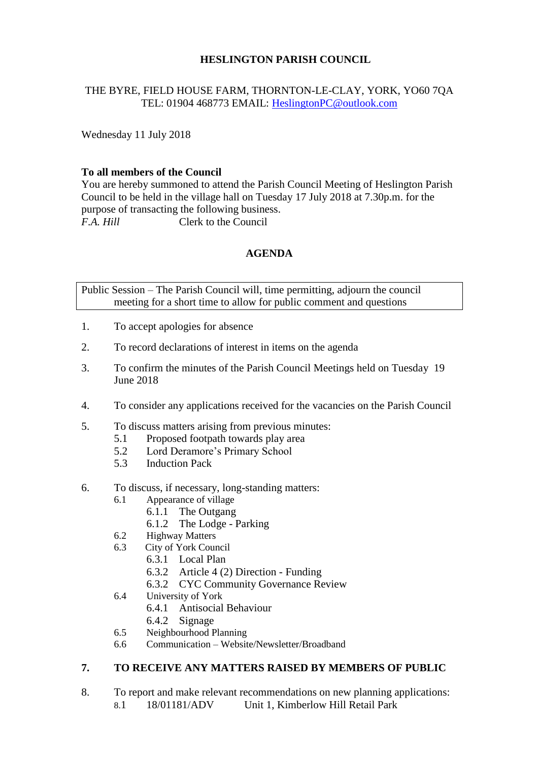# HESLINGTON PARISH COUNCIL

THE BYRE, FIELD HOUSE FARM, THORNTON-LE-CLAY, YORK, YO60 7QA
TEL: 01904 468773 EMAIL: HeslingtonPC@outlook.com

Wednesday 11 July 2018

**To all members of the Council**
You are hereby summoned to attend the Parish Council Meeting of Heslington Parish Council to be held in the village hall on Tuesday 17 July 2018 at 7.30p.m. for the purpose of transacting the following business.
*F.A. Hill* Clerk to the Council

## AGENDA

| Public Session – The Parish Council will, time permitting, adjourn the council meeting for a short time to allow for public comment and questions |
|---|

1. To accept apologies for absence
2. To record declarations of interest in items on the agenda
3. To confirm the minutes of the Parish Council Meetings held on Tuesday 19 June 2018
4. To consider any applications received for the vacancies on the Parish Council
5. To discuss matters arising from previous minutes:
   - 5.1 Proposed footpath towards play area
   - 5.2 Lord Deramore's Primary School
   - 5.3 Induction Pack
6. To discuss, if necessary, long-standing matters:
   - 6.1 Appearance of village
     - 6.1.1 The Outgang
     - 6.1.2 The Lodge - Parking
   - 6.2 Highway Matters
   - 6.3 City of York Council
     - 6.3.1 Local Plan
     - 6.3.2 Article 4 (2) Direction - Funding
     - 6.3.2 CYC Community Governance Review
   - 6.4 University of York
     - 6.4.1 Antisocial Behaviour
     - 6.4.2 Signage
   - 6.5 Neighbourhood Planning
   - 6.6 Communication – Website/Newsletter/Broadband
7. **TO RECEIVE ANY MATTERS RAISED BY MEMBERS OF PUBLIC**
8. To report and make relevant recommendations on new planning applications:
   - 8.1 18/01181/ADV Unit 1, Kimberlow Hill Retail Park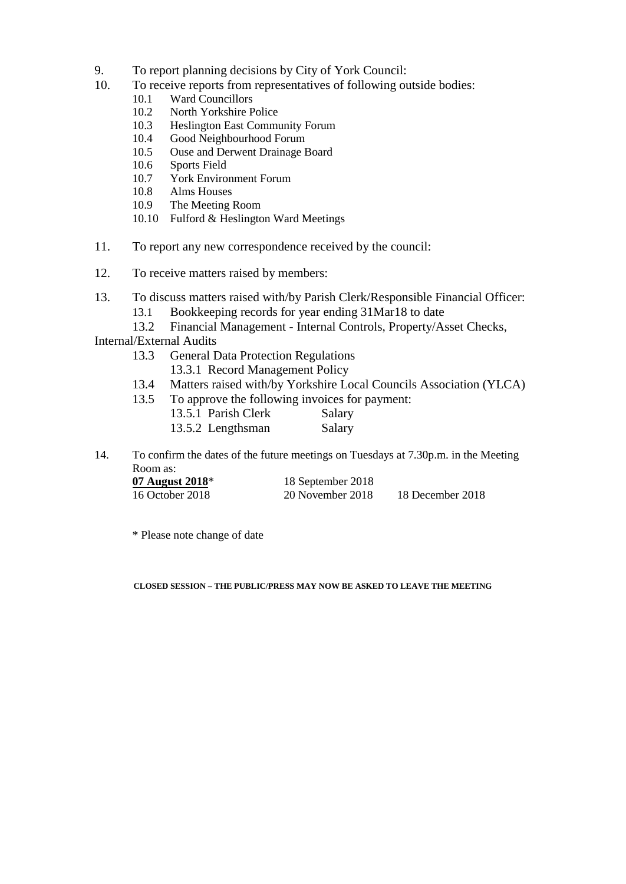9. To report planning decisions by City of York Council:
10. To receive reports from representatives of following outside bodies:
    - 10.1 Ward Councillors
    - 10.2 North Yorkshire Police
    - 10.3 Heslington East Community Forum
    - 10.4 Good Neighbourhood Forum
    - 10.5 Ouse and Derwent Drainage Board
    - 10.6 Sports Field
    - 10.7 York Environment Forum
    - 10.8 Alms Houses
    - 10.9 The Meeting Room
    - 10.10 Fulford & Heslington Ward Meetings
11. To report any new correspondence received by the council:
12. To receive matters raised by members:
13. To discuss matters raised with/by Parish Clerk/Responsible Financial Officer:
    - 13.1 Bookkeeping records for year ending 31Mar18 to date
    - 13.2 Financial Management - Internal Controls, Property/Asset Checks, Internal/External Audits
    - 13.3 General Data Protection Regulations
        - 13.3.1 Record Management Policy
    - 13.4 Matters raised with/by Yorkshire Local Councils Association (YLCA)
    - 13.5 To approve the following invoices for payment:
        - 13.5.1 Parish Clerk Salary
        - 13.5.2 Lengthsman Salary
14. To confirm the dates of the future meetings on Tuesdays at 7.30p.m. in the Meeting Room as:

| | | |
|---|---|---|
| **<u>07 August 2018</u>**\* | 18 September 2018 | |
| 16 October 2018 | 20 November 2018 | 18 December 2018 |

\* Please note change of date

**CLOSED SESSION – THE PUBLIC/PRESS MAY NOW BE ASKED TO LEAVE THE MEETING**